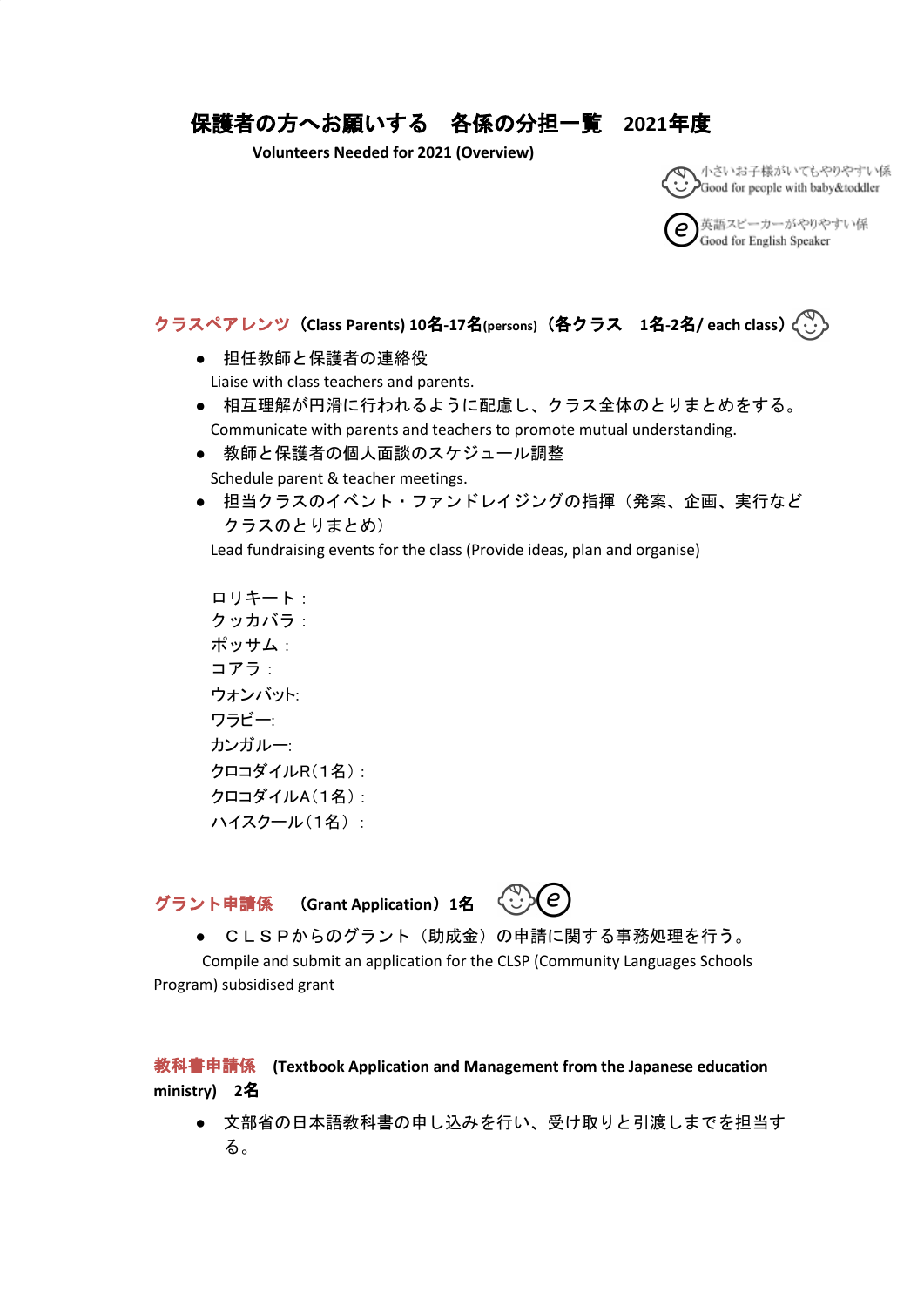# 保護者の方へお願いする　各係の分担一覧　2021年度

**Volunteers Needed for 2021 (Overview)**

小さいお子様がいてもやりやすい係
Good for people with baby&toddler

英語スピーカーがやりやすい係
Good for English Speaker

## クラスペアレンツ（Class Parents) 10名-17名(persons)（各クラス　1名-2名/ each class）

- 担任教師と保護者の連絡役
  Liaise with class teachers and parents.
- 相互理解が円滑に行われるように配慮し、クラス全体のとりまとめをする。
  Communicate with parents and teachers to promote mutual understanding.
- 教師と保護者の個人面談のスケジュール調整
  Schedule parent & teacher meetings.
- 担当クラスのイベント・ファンドレイジングの指揮（発案、企画、実行などクラスのとりまとめ）
  Lead fundraising events for the class (Provide ideas, plan and organise)

ロリキート：
クッカバラ：
ポッサム：
コアラ：
ウォンバット:
ワラビー:
カンガルー:
クロコダイルR（1名）:
クロコダイルA（1名）:
ハイスクール（1名）：

## グラント申請係　（Grant Application）1名

- ＣＬＳＰからのグラント（助成金）の申請に関する事務処理を行う。
  Compile and submit an application for the CLSP (Community Languages Schools Program) subsidised grant

## 教科書申請係　(Textbook Application and Management from the Japanese education ministry)　2名

- 文部省の日本語教科書の申し込みを行い、受け取りと引渡しまでを担当する。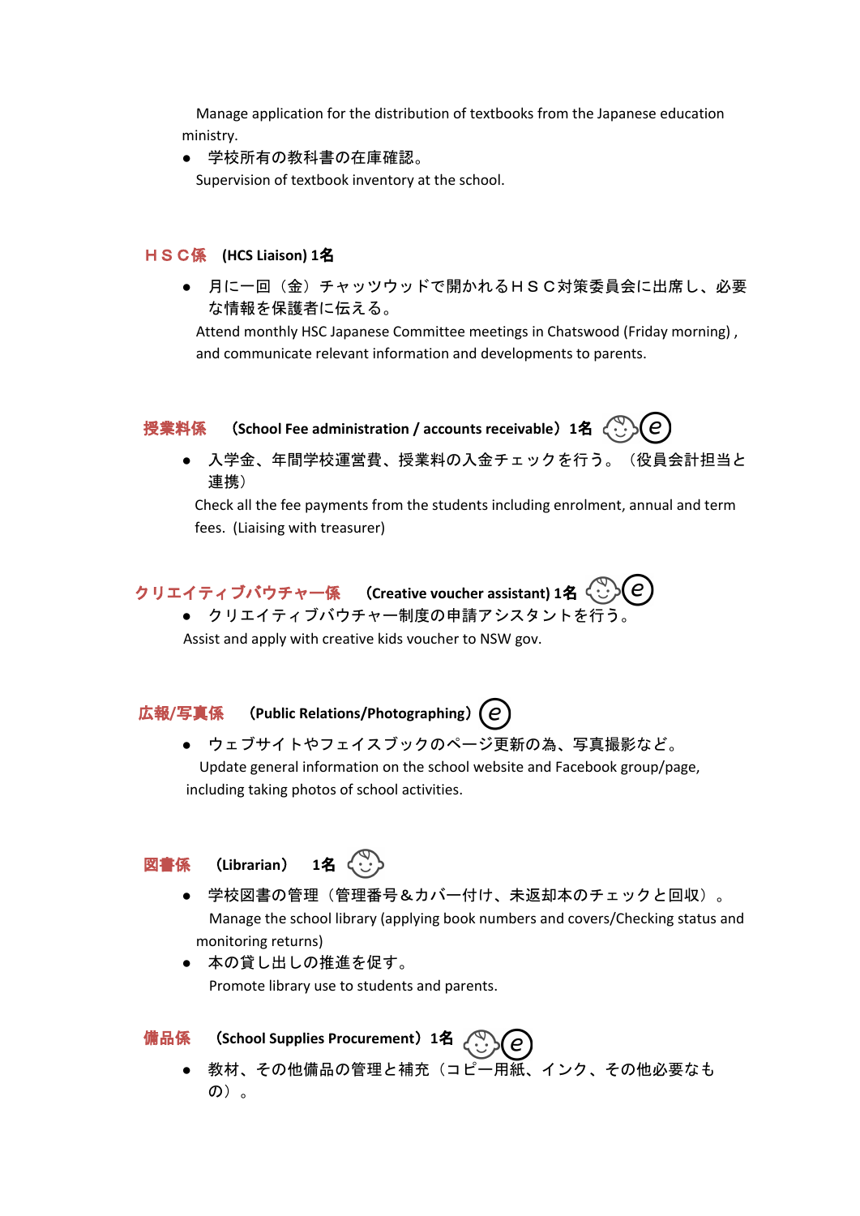Manage application for the distribution of textbooks from the Japanese education ministry.

- 学校所有の教科書の在庫確認。
  Supervision of textbook inventory at the school.

### ＨＳＣ係　(HCS Liaison) 1名

- 月に一回（金）チャッツウッドで開かれるＨＳＣ対策委員会に出席し、必要な情報を保護者に伝える。
  Attend monthly HSC Japanese Committee meetings in Chatswood (Friday morning) , and communicate relevant information and developments to parents.

### 授業料係　（School Fee administration / accounts receivable）1名

- 入学金、年間学校運営費、授業料の入金チェックを行う。（役員会計担当と連携）
  Check all the fee payments from the students including enrolment, annual and term fees. (Liaising with treasurer)

### クリエイティブバウチャー係　（Creative voucher assistant) 1名

- クリエイティブバウチャー制度の申請アシスタントを行う。
  Assist and apply with creative kids voucher to NSW gov.

### 広報/写真係　（Public Relations/Photographing）

- ウェブサイトやフェイスブックのページ更新の為、写真撮影など。
  Update general information on the school website and Facebook group/page, including taking photos of school activities.

### 図書係　（Librarian）　1名

- 学校図書の管理（管理番号＆カバー付け、未返却本のチェックと回収）。
  Manage the school library (applying book numbers and covers/Checking status and monitoring returns)
- 本の貸し出しの推進を促す。
  Promote library use to students and parents.

### 備品係　（School Supplies Procurement）1名

- 教材、その他備品の管理と補充（コピー用紙、インク、その他必要なもの）。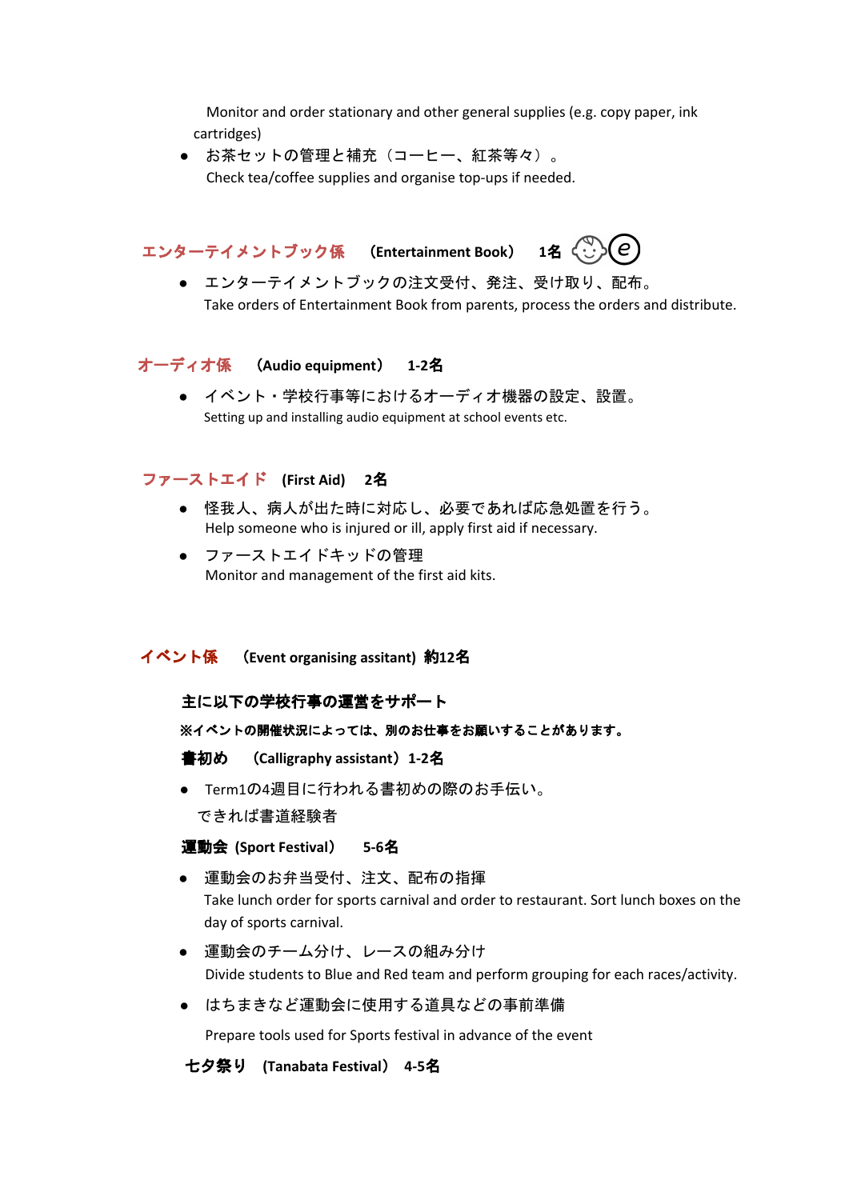Monitor and order stationary and other general supplies (e.g. copy paper, ink cartridges)

- お茶セットの管理と補充（コーヒー、紅茶等々）。
  Check tea/coffee supplies and organise top-ups if needed.

## エンターテイメントブック係　（Entertainment Book）　1名

- エンターテイメントブックの注文受付、発注、受け取り、配布。
  Take orders of Entertainment Book from parents, process the orders and distribute.

## オーディオ係　（Audio equipment）　1-2名

- イベント・学校行事等におけるオーディオ機器の設定、設置。
  Setting up and installing audio equipment at school events etc.

## ファーストエイド　(First Aid)　2名

- 怪我人、病人が出た時に対応し、必要であれば応急処置を行う。
  Help someone who is injured or ill, apply first aid if necessary.
- ファーストエイドキットの管理
  Monitor and management of the first aid kits.

## イベント係　（Event organising assitant)　約12名

**主に以下の学校行事の運営をサポート**

**※イベントの開催状況によっては、別のお仕事をお願いすることがあります。**

### 書初め　（Calligraphy assistant）1-2名

- Term1の4週目に行われる書初めの際のお手伝い。
  できれば書道経験者

### 運動会 (Sport Festival）　5-6名

- 運動会のお弁当受付、注文、配布の指揮
  Take lunch order for sports carnival and order to restaurant. Sort lunch boxes on the day of sports carnival.
- 運動会のチーム分け、レースの組み分け
  Divide students to Blue and Red team and perform grouping for each races/activity.
- はちまきなど運動会に使用する道具などの事前準備
  Prepare tools used for Sports festival in advance of the event

### 七夕祭り　(Tanabata Festival）　4-5名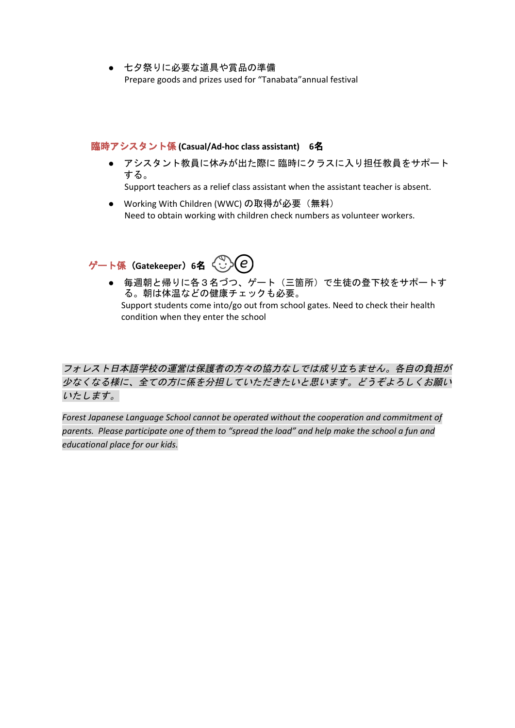- 七夕祭りに必要な道具や賞品の準備
  Prepare goods and prizes used for “Tanabata”annual festival

### 臨時アシスタント係 **(Casual/Ad-hoc class assistant)　6名**

- アシスタント教員に休みが出た際に 臨時にクラスに入り担任教員をサポートする。
  Support teachers as a relief class assistant when the assistant teacher is absent.
- Working With Children (WWC) の取得が必要（無料）
  Need to obtain working with children check numbers as volunteer workers.

### ゲート係 **（Gatekeeper）6名**

- 毎週朝と帰りに各３名づつ、ゲート（三箇所）で生徒の登下校をサポートする。朝は体温などの健康チェックも必要。
  Support students come into/go out from school gates. Need to check their health condition when they enter the school

*フォレスト日本語学校の運営は保護者の方々の協力なしでは成り立ちません。各自の負担が少なくなる様に、全ての方に係を分担していただきたいと思います。どうぞよろしくお願いいたします。*

*Forest Japanese Language School cannot be operated without the cooperation and commitment of parents.  Please participate one of them to “spread the load” and help make the school a fun and educational place for our kids.*